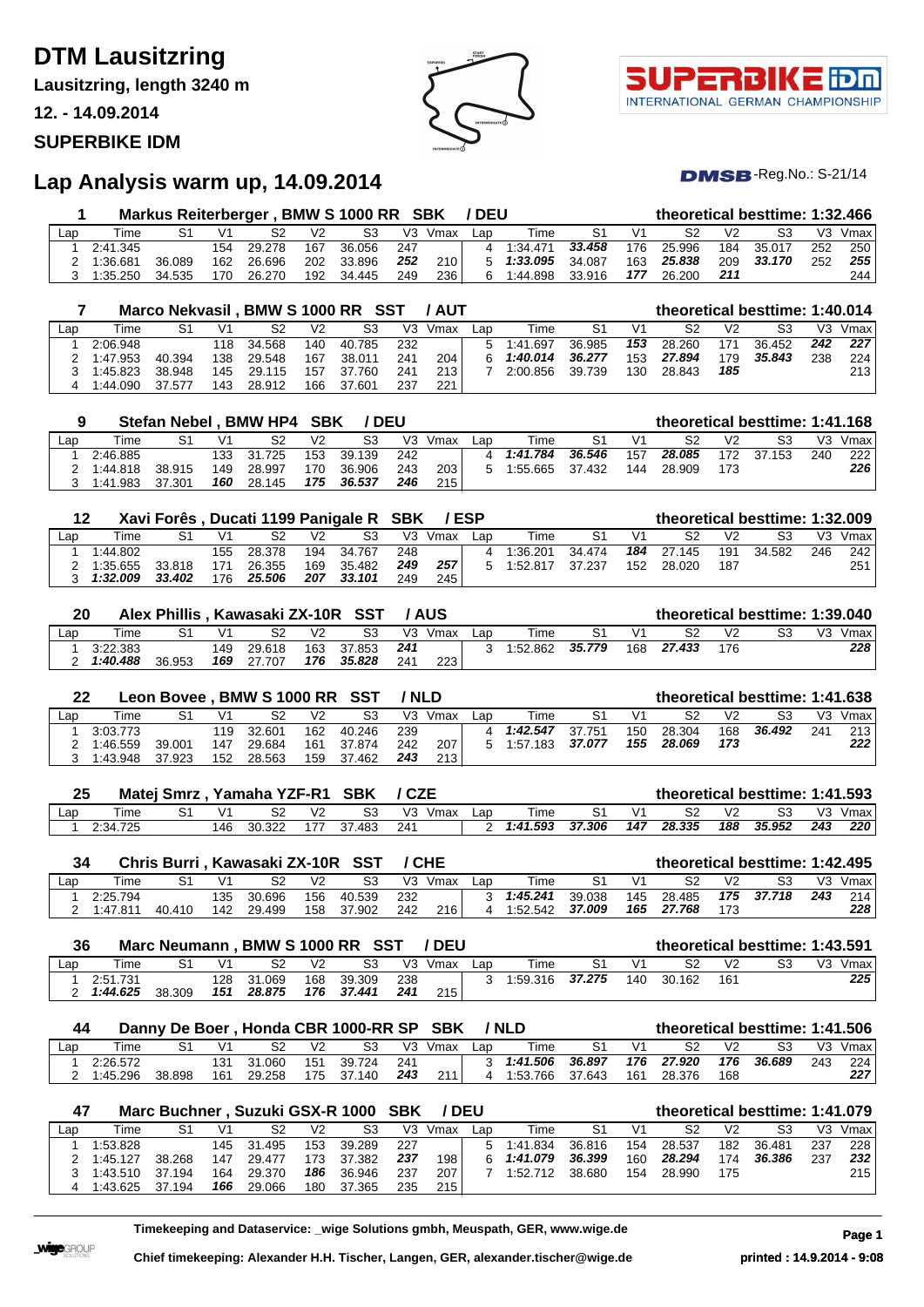# DTM Lausitzring

**Lausitzring, length 3240 m**

**12. - 14.09.2014**

**SUPERBIKE IDM**

## Lap Analysis warm up, 14.09.2014

DMSB-Reg.No.: S-21/14

### 1 Markus Reiterberger , BMW S 1000 RR SBK / DEU — theoretical besttime: 1:32.466

| Lap | Time | S1 | V1 | S2 | V2 | S3 | V3 | Vmax | Lap | Time | S1 | V1 | S2 | V2 | S3 | V3 | Vmax |
|---|---|---|---|---|---|---|---|---|---|---|---|---|---|---|---|---|---|
| 1 | 2:41.345 | | 154 | 29.278 | 167 | 36.056 | 247 | | 4 | 1:34.471 | ***33.458*** | 176 | 25.996 | 184 | 35.017 | 252 | 250 |
| 2 | 1:36.681 | 36.089 | 162 | 26.696 | 202 | 33.896 | ***252*** | 210 | 5 | ***1:33.095*** | 34.087 | 163 | ***25.838*** | 209 | ***33.170*** | 252 | ***255*** |
| 3 | 1:35.250 | 34.535 | 170 | 26.270 | 192 | 34.445 | 249 | 236 | 6 | 1:44.898 | 33.916 | ***177*** | 26.200 | ***211*** | | | 244 |

### 7 Marco Nekvasil , BMW S 1000 RR SST / AUT — theoretical besttime: 1:40.014

| Lap | Time | S1 | V1 | S2 | V2 | S3 | V3 | Vmax | Lap | Time | S1 | V1 | S2 | V2 | S3 | V3 | Vmax |
|---|---|---|---|---|---|---|---|---|---|---|---|---|---|---|---|---|---|
| 1 | 2:06.948 | | 118 | 34.568 | 140 | 40.785 | 232 | | 5 | 1:41.697 | 36.985 | ***153*** | 28.260 | 171 | 36.452 | ***242*** | ***227*** |
| 2 | 1:47.953 | 40.394 | 138 | 29.548 | 167 | 38.011 | 241 | 204 | 6 | ***1:40.014*** | ***36.277*** | 153 | ***27.894*** | 179 | ***35.843*** | 238 | 224 |
| 3 | 1:45.823 | 38.948 | 145 | 29.115 | 157 | 37.760 | 241 | 213 | 7 | 2:00.856 | 39.739 | 130 | 28.843 | ***185*** | | | 213 |
| 4 | 1:44.090 | 37.577 | 143 | 28.912 | 166 | 37.601 | 237 | 221 | | | | | | | | | |

### 9 Stefan Nebel , BMW HP4 SBK / DEU — theoretical besttime: 1:41.168

| Lap | Time | S1 | V1 | S2 | V2 | S3 | V3 | Vmax | Lap | Time | S1 | V1 | S2 | V2 | S3 | V3 | Vmax |
|---|---|---|---|---|---|---|---|---|---|---|---|---|---|---|---|---|---|
| 1 | 2:46.885 | | 133 | 31.725 | 153 | 39.139 | 242 | | 4 | ***1:41.784*** | ***36.546*** | 157 | ***28.085*** | 172 | 37.153 | 240 | 222 |
| 2 | 1:44.818 | 38.915 | 149 | 28.997 | 170 | 36.906 | 243 | 203 | 5 | 1:55.665 | 37.432 | 144 | 28.909 | 173 | | | ***226*** |
| 3 | 1:41.983 | 37.301 | ***160*** | 28.145 | ***175*** | ***36.537*** | ***246*** | 215 | | | | | | | | | |

### 12 Xavi Forês , Ducati 1199 Panigale R SBK / ESP — theoretical besttime: 1:32.009

| Lap | Time | S1 | V1 | S2 | V2 | S3 | V3 | Vmax | Lap | Time | S1 | V1 | S2 | V2 | S3 | V3 | Vmax |
|---|---|---|---|---|---|---|---|---|---|---|---|---|---|---|---|---|---|
| 1 | 1:44.802 | | 155 | 28.378 | 194 | 34.767 | 248 | | 4 | 1:36.201 | 34.474 | ***184*** | 27.145 | 191 | 34.582 | 246 | 242 |
| 2 | 1:35.655 | 33.818 | 171 | 26.355 | 169 | 35.482 | ***249*** | ***257*** | 5 | 1:52.817 | 37.237 | 152 | 28.020 | 187 | | | 251 |
| 3 | ***1:32.009*** | ***33.402*** | 176 | ***25.506*** | ***207*** | ***33.101*** | 249 | 245 | | | | | | | | | |

### 20 Alex Phillis , Kawasaki ZX-10R SST / AUS — theoretical besttime: 1:39.040

| Lap | Time | S1 | V1 | S2 | V2 | S3 | V3 | Vmax | Lap | Time | S1 | V1 | S2 | V2 | S3 | V3 | Vmax |
|---|---|---|---|---|---|---|---|---|---|---|---|---|---|---|---|---|---|
| 1 | 3:22.383 | | 149 | 29.618 | 163 | 37.853 | ***241*** | | 3 | 1:52.862 | ***35.779*** | 168 | ***27.433*** | 176 | | | ***228*** |
| 2 | ***1:40.488*** | 36.953 | ***169*** | 27.707 | ***176*** | ***35.828*** | 241 | 223 | | | | | | | | | |

### 22 Leon Bovee , BMW S 1000 RR SST / NLD — theoretical besttime: 1:41.638

| Lap | Time | S1 | V1 | S2 | V2 | S3 | V3 | Vmax | Lap | Time | S1 | V1 | S2 | V2 | S3 | V3 | Vmax |
|---|---|---|---|---|---|---|---|---|---|---|---|---|---|---|---|---|---|
| 1 | 3:03.773 | | 119 | 32.601 | 162 | 40.246 | 239 | | 4 | ***1:42.547*** | 37.751 | 150 | 28.304 | 168 | ***36.492*** | 241 | 213 |
| 2 | 1:46.559 | 39.001 | 147 | 29.684 | 161 | 37.874 | 242 | 207 | 5 | 1:57.183 | ***37.077*** | ***155*** | ***28.069*** | ***173*** | | | ***222*** |
| 3 | 1:43.948 | 37.923 | 152 | 28.563 | 159 | 37.462 | ***243*** | 213 | | | | | | | | | |

### 25 Matej Smrz , Yamaha YZF-R1 SBK / CZE — theoretical besttime: 1:41.593

| Lap | Time | S1 | V1 | S2 | V2 | S3 | V3 | Vmax | Lap | Time | S1 | V1 | S2 | V2 | S3 | V3 | Vmax |
|---|---|---|---|---|---|---|---|---|---|---|---|---|---|---|---|---|---|
| 1 | 2:34.725 | | 146 | 30.322 | 177 | 37.483 | 241 | | 2 | ***1:41.593*** | ***37.306*** | ***147*** | ***28.335*** | ***188*** | ***35.952*** | ***243*** | ***220*** |

### 34 Chris Burri , Kawasaki ZX-10R SST / CHE — theoretical besttime: 1:42.495

| Lap | Time | S1 | V1 | S2 | V2 | S3 | V3 | Vmax | Lap | Time | S1 | V1 | S2 | V2 | S3 | V3 | Vmax |
|---|---|---|---|---|---|---|---|---|---|---|---|---|---|---|---|---|---|
| 1 | 2:25.794 | | 135 | 30.696 | 156 | 40.539 | 232 | | 3 | ***1:45.241*** | 39.038 | 145 | 28.485 | ***175*** | ***37.718*** | ***243*** | 214 |
| 2 | 1:47.811 | 40.410 | 142 | 29.499 | 158 | 37.902 | 242 | 216 | 4 | 1:52.542 | ***37.009*** | ***165*** | ***27.768*** | 173 | | | ***228*** |

### 36 Marc Neumann , BMW S 1000 RR SST / DEU — theoretical besttime: 1:43.591

| Lap | Time | S1 | V1 | S2 | V2 | S3 | V3 | Vmax | Lap | Time | S1 | V1 | S2 | V2 | S3 | V3 | Vmax |
|---|---|---|---|---|---|---|---|---|---|---|---|---|---|---|---|---|---|
| 1 | 2:51.731 | | 128 | 31.069 | 168 | 39.309 | 238 | | 3 | 1:59.316 | ***37.275*** | 140 | 30.162 | 161 | | | ***225*** |
| 2 | ***1:44.625*** | 38.309 | ***151*** | ***28.875*** | ***176*** | ***37.441*** | ***241*** | 215 | | | | | | | | | |

### 44 Danny De Boer , Honda CBR 1000-RR SP SBK / NLD — theoretical besttime: 1:41.506

| Lap | Time | S1 | V1 | S2 | V2 | S3 | V3 | Vmax | Lap | Time | S1 | V1 | S2 | V2 | S3 | V3 | Vmax |
|---|---|---|---|---|---|---|---|---|---|---|---|---|---|---|---|---|---|
| 1 | 2:26.572 | | 131 | 31.060 | 151 | 39.724 | 241 | | 3 | ***1:41.506*** | ***36.897*** | ***176*** | ***27.920*** | ***176*** | ***36.689*** | 243 | 224 |
| 2 | 1:45.296 | 38.898 | 161 | 29.258 | 175 | 37.140 | ***243*** | 211 | 4 | 1:53.766 | 37.643 | 161 | 28.376 | 168 | | | ***227*** |

### 47 Marc Buchner , Suzuki GSX-R 1000 SBK / DEU — theoretical besttime: 1:41.079

| Lap | Time | S1 | V1 | S2 | V2 | S3 | V3 | Vmax | Lap | Time | S1 | V1 | S2 | V2 | S3 | V3 | Vmax |
|---|---|---|---|---|---|---|---|---|---|---|---|---|---|---|---|---|---|
| 1 | 1:53.828 | | 145 | 31.495 | 153 | 39.289 | 227 | | 5 | 1:41.834 | 36.816 | 154 | 28.537 | 182 | 36.481 | 237 | 228 |
| 2 | 1:45.127 | 38.268 | 147 | 29.477 | 173 | 37.382 | ***237*** | 198 | 6 | ***1:41.079*** | ***36.399*** | 160 | ***28.294*** | 174 | ***36.386*** | 237 | ***232*** |
| 3 | 1:43.510 | 37.194 | 164 | 29.370 | ***186*** | 36.946 | 237 | 207 | 7 | 1:52.712 | 38.680 | 154 | 28.990 | 175 | | | 215 |
| 4 | 1:43.625 | 37.194 | ***166*** | 29.066 | 180 | 37.365 | 235 | 215 | | | | | | | | | |

**Timekeeping and Dataservice: _wige Solutions gmbh, Meuspath, GER, www.wige.de**

**Chief timekeeping: Alexander H.H. Tischer, Langen, GER, alexander.tischer@wige.de**

**printed : 14.9.2014 - 9:08**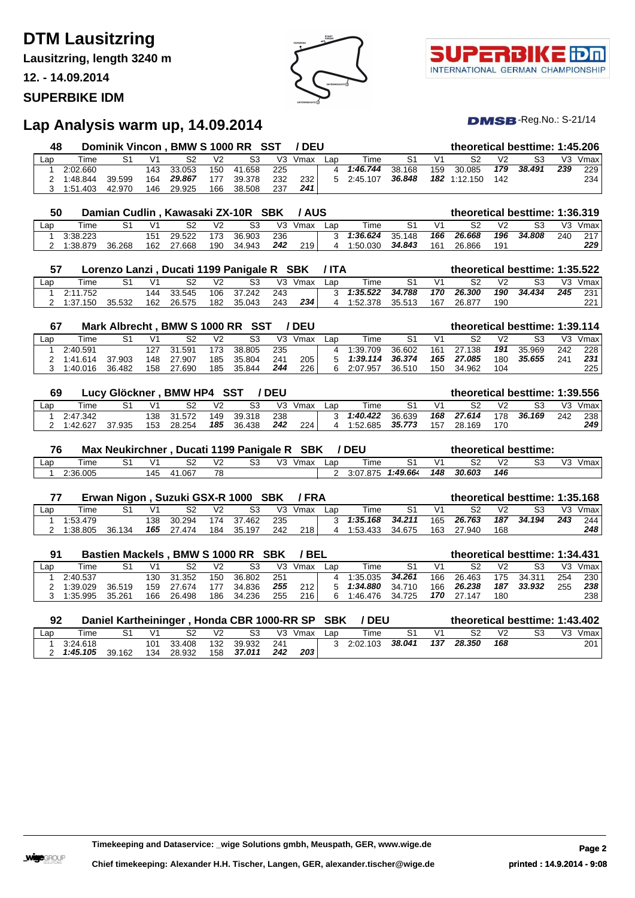# DTM Lausitzring

**Lausitzring, length 3240 m**

**12. - 14.09.2014**

**SUPERBIKE IDM**

DMSB-Reg.No.: S-21/14

## Lap Analysis warm up, 14.09.2014

**48 Dominik Vincon , BMW S 1000 RR SST / DEU** — theoretical besttime: 1:45.206

| Lap | Time | S1 | V1 | S2 | V2 | S3 | V3 | Vmax | Lap | Time | S1 | V1 | S2 | V2 | S3 | V3 | Vmax |
|---|---|---|---|---|---|---|---|---|---|---|---|---|---|---|---|---|---|
| 1 | 2:02.660 | | 143 | 33.053 | 150 | 41.658 | 225 | | 4 | *1:46.744* | 38.168 | 159 | 30.085 | *179* | *38.491* | *239* | 229 |
| 2 | 1:48.844 | 39.599 | 164 | *29.867* | 177 | 39.378 | 232 | 232 | 5 | 2:45.107 | *36.848* | *182* | 1:12.150 | 142 | | | 234 |
| 3 | 1:51.403 | 42.970 | 146 | 29.925 | 166 | 38.508 | 237 | *241* | | | | | | | | | |

**50 Damian Cudlin , Kawasaki ZX-10R SBK / AUS** — theoretical besttime: 1:36.319

| Lap | Time | S1 | V1 | S2 | V2 | S3 | V3 | Vmax | Lap | Time | S1 | V1 | S2 | V2 | S3 | V3 | Vmax |
|---|---|---|---|---|---|---|---|---|---|---|---|---|---|---|---|---|---|
| 1 | 3:38.223 | | 151 | 29.522 | 173 | 36.903 | 236 | | 3 | *1:36.624* | 35.148 | *166* | *26.668* | *196* | *34.808* | 240 | 217 |
| 2 | 1:38.879 | 36.268 | 162 | 27.668 | 190 | 34.943 | *242* | 219 | 4 | 1:50.030 | *34.843* | 161 | 26.866 | 191 | | | *229* |

**57 Lorenzo Lanzi , Ducati 1199 Panigale R SBK / ITA** — theoretical besttime: 1:35.522

| Lap | Time | S1 | V1 | S2 | V2 | S3 | V3 | Vmax | Lap | Time | S1 | V1 | S2 | V2 | S3 | V3 | Vmax |
|---|---|---|---|---|---|---|---|---|---|---|---|---|---|---|---|---|---|
| 1 | 2:11.752 | | 144 | 33.545 | 106 | 37.242 | 243 | | 3 | *1:35.522* | *34.788* | *170* | *26.300* | *190* | *34.434* | *245* | 231 |
| 2 | 1:37.150 | 35.532 | 162 | 26.575 | 182 | 35.043 | 243 | *234* | 4 | 1:52.378 | 35.513 | 167 | 26.877 | 190 | | | 221 |

**67 Mark Albrecht , BMW S 1000 RR SST / DEU** — theoretical besttime: 1:39.114

| Lap | Time | S1 | V1 | S2 | V2 | S3 | V3 | Vmax | Lap | Time | S1 | V1 | S2 | V2 | S3 | V3 | Vmax |
|---|---|---|---|---|---|---|---|---|---|---|---|---|---|---|---|---|---|
| 1 | 2:40.591 | | 127 | 31.591 | 173 | 38.805 | 235 | | 4 | 1:39.709 | 36.602 | 161 | 27.138 | *191* | 35.969 | 242 | 228 |
| 2 | 1:41.614 | 37.903 | 148 | 27.907 | 185 | 35.804 | 241 | 205 | 5 | *1:39.114* | *36.374* | *165* | *27.085* | 180 | *35.655* | 241 | *231* |
| 3 | 1:40.016 | 36.482 | 158 | 27.690 | 185 | 35.844 | *244* | 226 | 6 | 2:07.957 | 36.510 | 150 | 34.962 | 104 | | | 225 |

**69 Lucy Glöckner , BMW HP4 SST / DEU** — theoretical besttime: 1:39.556

| Lap | Time | S1 | V1 | S2 | V2 | S3 | V3 | Vmax | Lap | Time | S1 | V1 | S2 | V2 | S3 | V3 | Vmax |
|---|---|---|---|---|---|---|---|---|---|---|---|---|---|---|---|---|---|
| 1 | 2:47.342 | | 138 | 31.572 | 149 | 39.318 | 238 | | 3 | *1:40.422* | 36.639 | *168* | *27.614* | 178 | *36.169* | 242 | 238 |
| 2 | 1:42.627 | 37.935 | 153 | 28.254 | *185* | 36.438 | *242* | 224 | 4 | 1:52.685 | *35.773* | 157 | 28.169 | 170 | | | *249* |

**76 Max Neukirchner , Ducati 1199 Panigale R SBK / DEU** — theoretical besttime:

| Lap | Time | S1 | V1 | S2 | V2 | S3 | V3 | Vmax | Lap | Time | S1 | V1 | S2 | V2 | S3 | V3 | Vmax |
|---|---|---|---|---|---|---|---|---|---|---|---|---|---|---|---|---|---|
| 1 | 2:36.005 | | 145 | 41.067 | 78 | | | | 2 | 3:07.875 | *1:49.664* | *148* | *30.603* | *146* | | | |

**77 Erwan Nigon , Suzuki GSX-R 1000 SBK / FRA** — theoretical besttime: 1:35.168

| Lap | Time | S1 | V1 | S2 | V2 | S3 | V3 | Vmax | Lap | Time | S1 | V1 | S2 | V2 | S3 | V3 | Vmax |
|---|---|---|---|---|---|---|---|---|---|---|---|---|---|---|---|---|---|
| 1 | 1:53.479 | | 138 | 30.294 | 174 | 37.462 | 235 | | 3 | *1:35.168* | *34.211* | 165 | *26.763* | *187* | *34.194* | *243* | 244 |
| 2 | 1:38.805 | 36.134 | *165* | 27.474 | 184 | 35.197 | 242 | 218 | 4 | 1:53.433 | 34.675 | 163 | 27.940 | 168 | | | *248* |

**91 Bastien Mackels , BMW S 1000 RR SBK / BEL** — theoretical besttime: 1:34.431

| Lap | Time | S1 | V1 | S2 | V2 | S3 | V3 | Vmax | Lap | Time | S1 | V1 | S2 | V2 | S3 | V3 | Vmax |
|---|---|---|---|---|---|---|---|---|---|---|---|---|---|---|---|---|---|
| 1 | 2:40.537 | | 130 | 31.352 | 150 | 36.802 | 251 | | 4 | 1:35.035 | *34.261* | 166 | 26.463 | 175 | 34.311 | 254 | 230 |
| 2 | 1:39.029 | 36.519 | 159 | 27.674 | 177 | 34.836 | *255* | 212 | 5 | *1:34.880* | 34.710 | 166 | *26.238* | *187* | *33.932* | 255 | *238* |
| 3 | 1:35.995 | 35.261 | 166 | 26.498 | 186 | 34.236 | 255 | 216 | 6 | 1:46.476 | 34.725 | *170* | 27.147 | 180 | | | 238 |

**92 Daniel Kartheininger , Honda CBR 1000-RR SP SBK / DEU** — theoretical besttime: 1:43.402

| Lap | Time | S1 | V1 | S2 | V2 | S3 | V3 | Vmax | Lap | Time | S1 | V1 | S2 | V2 | S3 | V3 | Vmax |
|---|---|---|---|---|---|---|---|---|---|---|---|---|---|---|---|---|---|
| 1 | 3:24.618 | | 101 | 33.408 | 132 | 39.932 | 241 | | 3 | 2:02.103 | *38.041* | *137* | *28.350* | *168* | | | 201 |
| 2 | *1:45.105* | 39.162 | 134 | 28.932 | 158 | *37.011* | *242* | *203* | | | | | | | | | |

**Timekeeping and Dataservice: _wige Solutions gmbh, Meuspath, GER, www.wige.de**

**Chief timekeeping: Alexander H.H. Tischer, Langen, GER, alexander.tischer@wige.de**

**printed : 14.9.2014 - 9:08**